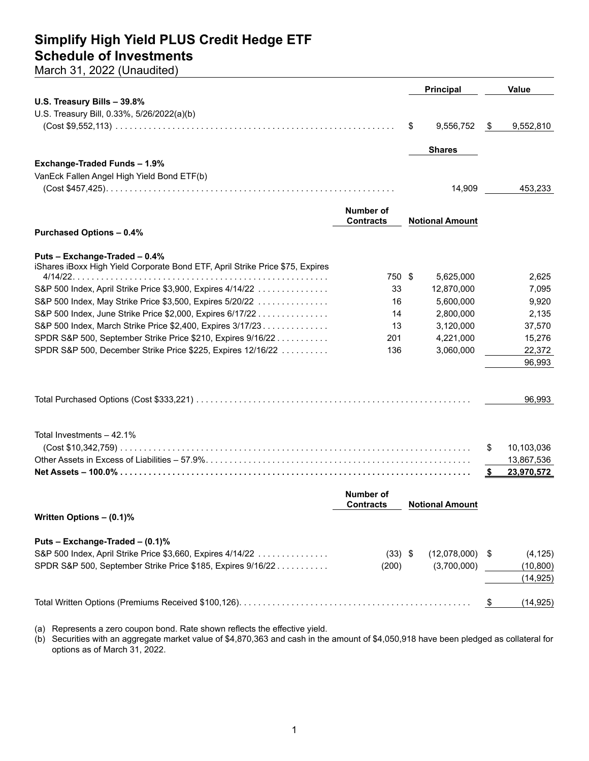# Simplify High Yield PLUS Credit Hedge ETF
## Schedule of Investments
March 31, 2022 (Unaudited)

| | Number of Contracts | Principal | Value |
|---|---|---|---|
| **U.S. Treasury Bills – 39.8%** | | | |
| U.S. Treasury Bill, 0.33%, 5/26/2022(a)(b) (Cost $9,552,113) | | $ 9,556,752 | $ 9,552,810 |
| | | **Shares** | |
| **Exchange-Traded Funds – 1.9%** | | | |
| VanEck Fallen Angel High Yield Bond ETF(b) (Cost $457,425) | | 14,909 | 453,233 |
| | **Number of Contracts** | **Notional Amount** | |
| **Purchased Options – 0.4%** | | | |
| **Puts – Exchange-Traded – 0.4%** | | | |
| iShares iBoxx High Yield Corporate Bond ETF, April Strike Price $75, Expires 4/14/22 | 750 | $ 5,625,000 | 2,625 |
| S&P 500 Index, April Strike Price $3,900, Expires 4/14/22 | 33 | 12,870,000 | 7,095 |
| S&P 500 Index, May Strike Price $3,500, Expires 5/20/22 | 16 | 5,600,000 | 9,920 |
| S&P 500 Index, June Strike Price $2,000, Expires 6/17/22 | 14 | 2,800,000 | 2,135 |
| S&P 500 Index, March Strike Price $2,400, Expires 3/17/23 | 13 | 3,120,000 | 37,570 |
| SPDR S&P 500, September Strike Price $210, Expires 9/16/22 | 201 | 4,221,000 | 15,276 |
| SPDR S&P 500, December Strike Price $225, Expires 12/16/22 | 136 | 3,060,000 | 22,372 |
| | | | 96,993 |
| Total Purchased Options (Cost $333,221) | | | 96,993 |
| Total Investments – 42.1% (Cost $10,342,759) | | | $ 10,103,036 |
| Other Assets in Excess of Liabilities – 57.9% | | | 13,867,536 |
| **Net Assets – 100.0%** | | | **$ 23,970,572** |

| | Number of Contracts | Notional Amount | Value |
|---|---|---|---|
| **Written Options – (0.1)%** | | | |
| **Puts – Exchange-Traded – (0.1)%** | | | |
| S&P 500 Index, April Strike Price $3,660, Expires 4/14/22 | (33) | $ (12,078,000) | $ (4,125) |
| SPDR S&P 500, September Strike Price $185, Expires 9/16/22 | (200) | (3,700,000) | (10,800) |
| | | | (14,925) |
| Total Written Options (Premiums Received $100,126) | | | $ (14,925) |

(a) Represents a zero coupon bond. Rate shown reflects the effective yield.

(b) Securities with an aggregate market value of $4,870,363 and cash in the amount of $4,050,918 have been pledged as collateral for options as of March 31, 2022.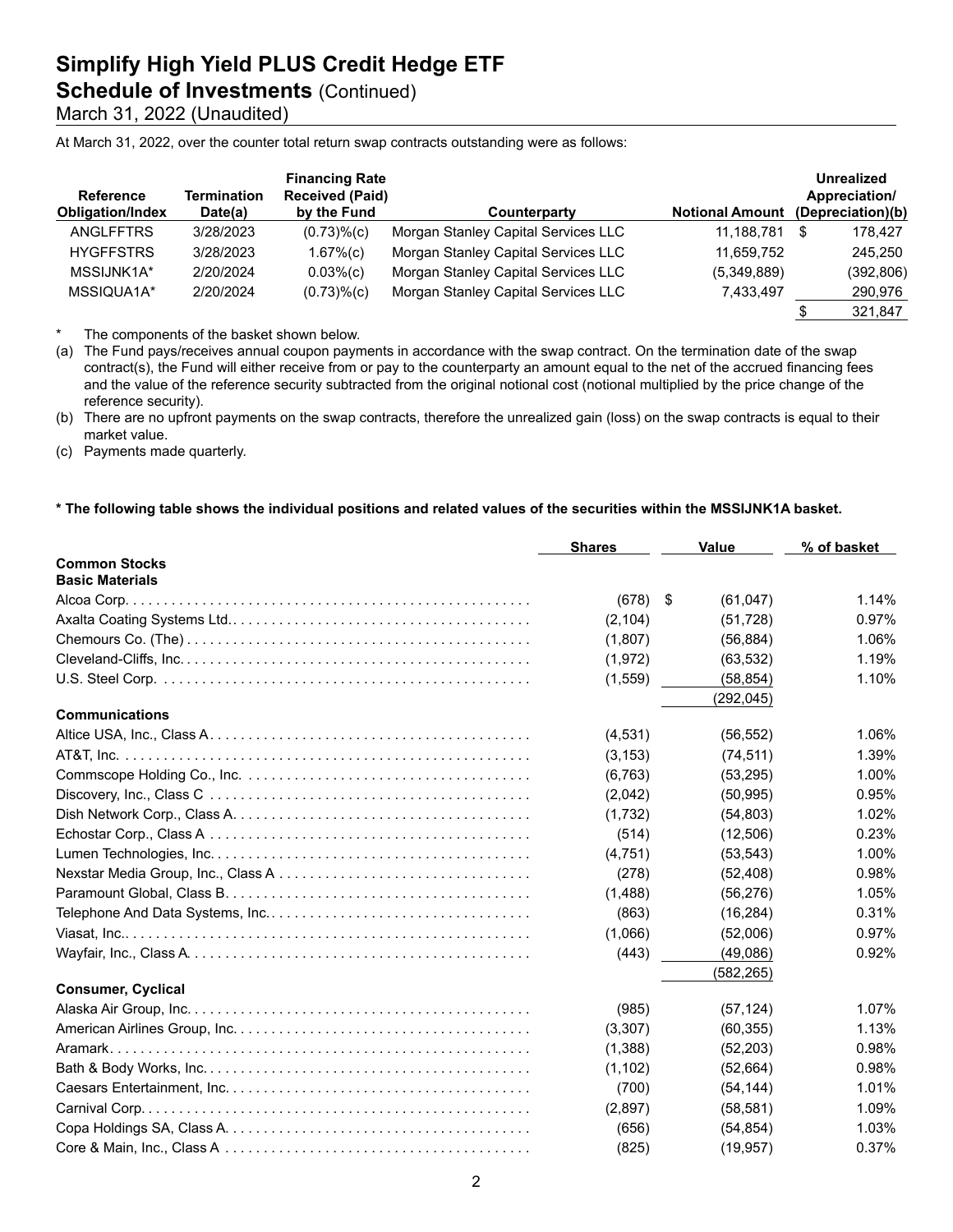# Simplify High Yield PLUS Credit Hedge ETF
## Schedule of Investments (Continued)
March 31, 2022 (Unaudited)

At March 31, 2022, over the counter total return swap contracts outstanding were as follows:

| Reference Obligation/Index | Termination Date(a) | Financing Rate Received (Paid) by the Fund | Counterparty | Notional Amount | Unrealized Appreciation/ (Depreciation)(b) |
|---|---|---|---|---|---|
| ANGLFFTRS | 3/28/2023 | (0.73)%(c) | Morgan Stanley Capital Services LLC | 11,188,781 | $ 178,427 |
| HYGFFSTRS | 3/28/2023 | 1.67%(c) | Morgan Stanley Capital Services LLC | 11,659,752 | 245,250 |
| MSSIJNK1A* | 2/20/2024 | 0.03%(c) | Morgan Stanley Capital Services LLC | (5,349,889) | (392,806) |
| MSSIQUA1A* | 2/20/2024 | (0.73)%(c) | Morgan Stanley Capital Services LLC | 7,433,497 | 290,976 |
| | | | | | $ 321,847 |

\* The components of the basket shown below.

(a) The Fund pays/receives annual coupon payments in accordance with the swap contract. On the termination date of the swap contract(s), the Fund will either receive from or pay to the counterparty an amount equal to the net of the accrued financing fees and the value of the reference security subtracted from the original notional cost (notional multiplied by the price change of the reference security).

(b) There are no upfront payments on the swap contracts, therefore the unrealized gain (loss) on the swap contracts is equal to their market value.

(c) Payments made quarterly.

**\* The following table shows the individual positions and related values of the securities within the MSSIJNK1A basket.**

| | Shares | Value | % of basket |
|---|---|---|---|
| **Common Stocks** | | | |
| **Basic Materials** | | | |
| Alcoa Corp. | (678) | $ (61,047) | 1.14% |
| Axalta Coating Systems Ltd. | (2,104) | (51,728) | 0.97% |
| Chemours Co. (The) | (1,807) | (56,884) | 1.06% |
| Cleveland-Cliffs, Inc. | (1,972) | (63,532) | 1.19% |
| U.S. Steel Corp. | (1,559) | (58,854) | 1.10% |
| | | (292,045) | |
| **Communications** | | | |
| Altice USA, Inc., Class A | (4,531) | (56,552) | 1.06% |
| AT&T, Inc. | (3,153) | (74,511) | 1.39% |
| Commscope Holding Co., Inc. | (6,763) | (53,295) | 1.00% |
| Discovery, Inc., Class C | (2,042) | (50,995) | 0.95% |
| Dish Network Corp., Class A | (1,732) | (54,803) | 1.02% |
| Echostar Corp., Class A | (514) | (12,506) | 0.23% |
| Lumen Technologies, Inc. | (4,751) | (53,543) | 1.00% |
| Nexstar Media Group, Inc., Class A | (278) | (52,408) | 0.98% |
| Paramount Global, Class B | (1,488) | (56,276) | 1.05% |
| Telephone And Data Systems, Inc. | (863) | (16,284) | 0.31% |
| Viasat, Inc. | (1,066) | (52,006) | 0.97% |
| Wayfair, Inc., Class A | (443) | (49,086) | 0.92% |
| | | (582,265) | |
| **Consumer, Cyclical** | | | |
| Alaska Air Group, Inc. | (985) | (57,124) | 1.07% |
| American Airlines Group, Inc. | (3,307) | (60,355) | 1.13% |
| Aramark | (1,388) | (52,203) | 0.98% |
| Bath & Body Works, Inc. | (1,102) | (52,664) | 0.98% |
| Caesars Entertainment, Inc. | (700) | (54,144) | 1.01% |
| Carnival Corp. | (2,897) | (58,581) | 1.09% |
| Copa Holdings SA, Class A. | (656) | (54,854) | 1.03% |
| Core & Main, Inc., Class A | (825) | (19,957) | 0.37% |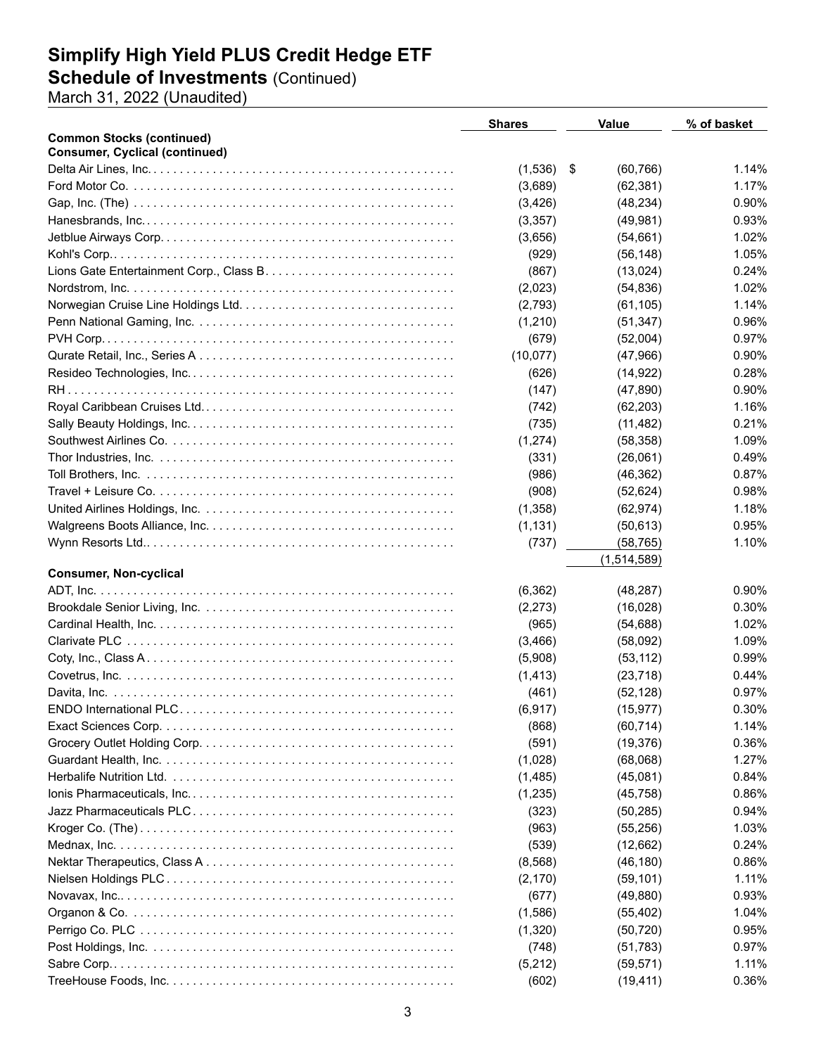# Simplify High Yield PLUS Credit Hedge ETF

## Schedule of Investments (Continued)

March 31, 2022 (Unaudited)

| | Shares | Value | % of basket |
|---|---|---|---|
| **Common Stocks (continued)** | | | |
| **Consumer, Cyclical (continued)** | | | |
| Delta Air Lines, Inc. | (1,536) | $ (60,766) | 1.14% |
| Ford Motor Co. | (3,689) | (62,381) | 1.17% |
| Gap, Inc. (The) | (3,426) | (48,234) | 0.90% |
| Hanesbrands, Inc. | (3,357) | (49,981) | 0.93% |
| Jetblue Airways Corp. | (3,656) | (54,661) | 1.02% |
| Kohl's Corp. | (929) | (56,148) | 1.05% |
| Lions Gate Entertainment Corp., Class B | (867) | (13,024) | 0.24% |
| Nordstrom, Inc. | (2,023) | (54,836) | 1.02% |
| Norwegian Cruise Line Holdings Ltd. | (2,793) | (61,105) | 1.14% |
| Penn National Gaming, Inc. | (1,210) | (51,347) | 0.96% |
| PVH Corp. | (679) | (52,004) | 0.97% |
| Qurate Retail, Inc., Series A | (10,077) | (47,966) | 0.90% |
| Resideo Technologies, Inc. | (626) | (14,922) | 0.28% |
| RH | (147) | (47,890) | 0.90% |
| Royal Caribbean Cruises Ltd. | (742) | (62,203) | 1.16% |
| Sally Beauty Holdings, Inc. | (735) | (11,482) | 0.21% |
| Southwest Airlines Co. | (1,274) | (58,358) | 1.09% |
| Thor Industries, Inc. | (331) | (26,061) | 0.49% |
| Toll Brothers, Inc. | (986) | (46,362) | 0.87% |
| Travel + Leisure Co. | (908) | (52,624) | 0.98% |
| United Airlines Holdings, Inc. | (1,358) | (62,974) | 1.18% |
| Walgreens Boots Alliance, Inc. | (1,131) | (50,613) | 0.95% |
| Wynn Resorts Ltd. | (737) | (58,765) | 1.10% |
| | | (1,514,589) | |
| **Consumer, Non-cyclical** | | | |
| ADT, Inc. | (6,362) | (48,287) | 0.90% |
| Brookdale Senior Living, Inc. | (2,273) | (16,028) | 0.30% |
| Cardinal Health, Inc. | (965) | (54,688) | 1.02% |
| Clarivate PLC | (3,466) | (58,092) | 1.09% |
| Coty, Inc., Class A | (5,908) | (53,112) | 0.99% |
| Covetrus, Inc. | (1,413) | (23,718) | 0.44% |
| Davita, Inc. | (461) | (52,128) | 0.97% |
| ENDO International PLC | (6,917) | (15,977) | 0.30% |
| Exact Sciences Corp. | (868) | (60,714) | 1.14% |
| Grocery Outlet Holding Corp. | (591) | (19,376) | 0.36% |
| Guardant Health, Inc. | (1,028) | (68,068) | 1.27% |
| Herbalife Nutrition Ltd. | (1,485) | (45,081) | 0.84% |
| Ionis Pharmaceuticals, Inc. | (1,235) | (45,758) | 0.86% |
| Jazz Pharmaceuticals PLC | (323) | (50,285) | 0.94% |
| Kroger Co. (The) | (963) | (55,256) | 1.03% |
| Mednax, Inc. | (539) | (12,662) | 0.24% |
| Nektar Therapeutics, Class A | (8,568) | (46,180) | 0.86% |
| Nielsen Holdings PLC | (2,170) | (59,101) | 1.11% |
| Novavax, Inc. | (677) | (49,880) | 0.93% |
| Organon & Co. | (1,586) | (55,402) | 1.04% |
| Perrigo Co. PLC | (1,320) | (50,720) | 0.95% |
| Post Holdings, Inc. | (748) | (51,783) | 0.97% |
| Sabre Corp. | (5,212) | (59,571) | 1.11% |
| TreeHouse Foods, Inc. | (602) | (19,411) | 0.36% |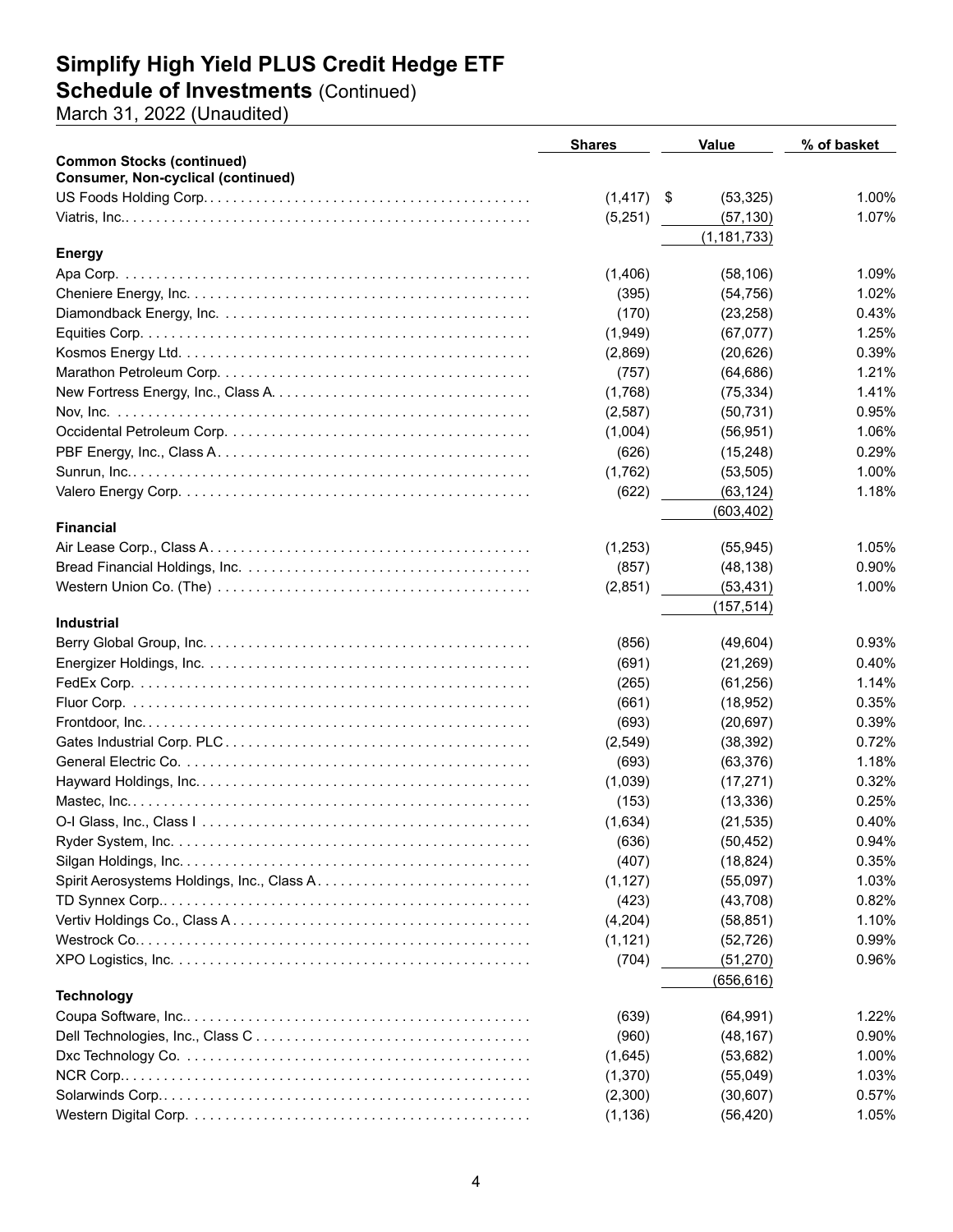# Simplify High Yield PLUS Credit Hedge ETF

## Schedule of Investments (Continued)

March 31, 2022 (Unaudited)

| | Shares | Value | % of basket |
|---|---|---|---|
| **Common Stocks (continued)** | | | |
| **Consumer, Non-cyclical (continued)** | | | |
| US Foods Holding Corp. | (1,417) | $ (53,325) | 1.00% |
| Viatris, Inc. | (5,251) | (57,130) | 1.07% |
| | | (1,181,733) | |
| **Energy** | | | |
| Apa Corp. | (1,406) | (58,106) | 1.09% |
| Cheniere Energy, Inc. | (395) | (54,756) | 1.02% |
| Diamondback Energy, Inc. | (170) | (23,258) | 0.43% |
| Equities Corp. | (1,949) | (67,077) | 1.25% |
| Kosmos Energy Ltd. | (2,869) | (20,626) | 0.39% |
| Marathon Petroleum Corp. | (757) | (64,686) | 1.21% |
| New Fortress Energy, Inc., Class A. | (1,768) | (75,334) | 1.41% |
| Nov, Inc. | (2,587) | (50,731) | 0.95% |
| Occidental Petroleum Corp. | (1,004) | (56,951) | 1.06% |
| PBF Energy, Inc., Class A | (626) | (15,248) | 0.29% |
| Sunrun, Inc. | (1,762) | (53,505) | 1.00% |
| Valero Energy Corp. | (622) | (63,124) | 1.18% |
| | | (603,402) | |
| **Financial** | | | |
| Air Lease Corp., Class A | (1,253) | (55,945) | 1.05% |
| Bread Financial Holdings, Inc. | (857) | (48,138) | 0.90% |
| Western Union Co. (The) | (2,851) | (53,431) | 1.00% |
| | | (157,514) | |
| **Industrial** | | | |
| Berry Global Group, Inc. | (856) | (49,604) | 0.93% |
| Energizer Holdings, Inc. | (691) | (21,269) | 0.40% |
| FedEx Corp. | (265) | (61,256) | 1.14% |
| Fluor Corp. | (661) | (18,952) | 0.35% |
| Frontdoor, Inc. | (693) | (20,697) | 0.39% |
| Gates Industrial Corp. PLC | (2,549) | (38,392) | 0.72% |
| General Electric Co. | (693) | (63,376) | 1.18% |
| Hayward Holdings, Inc. | (1,039) | (17,271) | 0.32% |
| Mastec, Inc. | (153) | (13,336) | 0.25% |
| O-I Glass, Inc., Class I | (1,634) | (21,535) | 0.40% |
| Ryder System, Inc. | (636) | (50,452) | 0.94% |
| Silgan Holdings, Inc. | (407) | (18,824) | 0.35% |
| Spirit Aerosystems Holdings, Inc., Class A | (1,127) | (55,097) | 1.03% |
| TD Synnex Corp. | (423) | (43,708) | 0.82% |
| Vertiv Holdings Co., Class A | (4,204) | (58,851) | 1.10% |
| Westrock Co. | (1,121) | (52,726) | 0.99% |
| XPO Logistics, Inc. | (704) | (51,270) | 0.96% |
| | | (656,616) | |
| **Technology** | | | |
| Coupa Software, Inc. | (639) | (64,991) | 1.22% |
| Dell Technologies, Inc., Class C | (960) | (48,167) | 0.90% |
| Dxc Technology Co. | (1,645) | (53,682) | 1.00% |
| NCR Corp. | (1,370) | (55,049) | 1.03% |
| Solarwinds Corp. | (2,300) | (30,607) | 0.57% |
| Western Digital Corp. | (1,136) | (56,420) | 1.05% |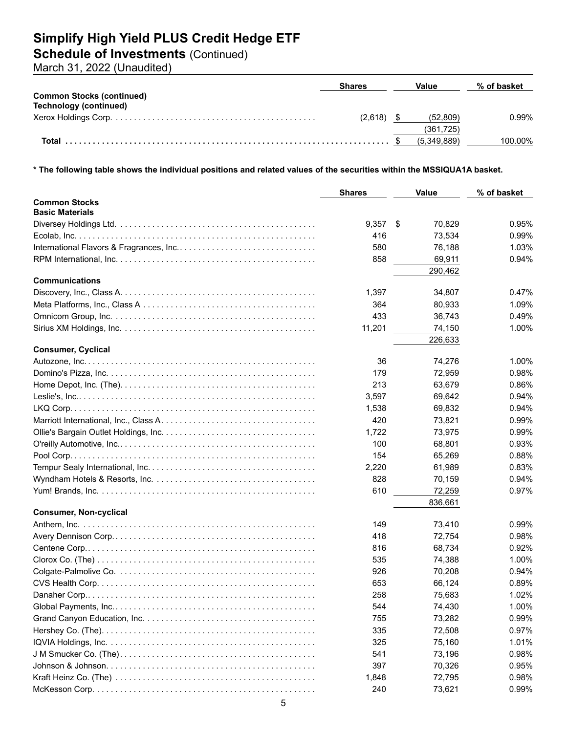# Simplify High Yield PLUS Credit Hedge ETF

## Schedule of Investments (Continued)

March 31, 2022 (Unaudited)

| | Shares | Value | % of basket |
|---|---|---|---|
| **Common Stocks (continued)** | | | |
| **Technology (continued)** | | | |
| Xerox Holdings Corp. | (2,618) | $ (52,809) | 0.99% |
| | | (361,725) | |
| **Total** | | $ (5,349,889) | 100.00% |

**\* The following table shows the individual positions and related values of the securities within the MSSIQUA1A basket.**

| | Shares | Value | % of basket |
|---|---|---|---|
| **Common Stocks** | | | |
| **Basic Materials** | | | |
| Diversey Holdings Ltd. | 9,357 | $ 70,829 | 0.95% |
| Ecolab, Inc. | 416 | 73,534 | 0.99% |
| International Flavors & Fragrances, Inc. | 580 | 76,188 | 1.03% |
| RPM International, Inc. | 858 | 69,911 | 0.94% |
| | | 290,462 | |
| **Communications** | | | |
| Discovery, Inc., Class A. | 1,397 | 34,807 | 0.47% |
| Meta Platforms, Inc., Class A | 364 | 80,933 | 1.09% |
| Omnicom Group, Inc. | 433 | 36,743 | 0.49% |
| Sirius XM Holdings, Inc. | 11,201 | 74,150 | 1.00% |
| | | 226,633 | |
| **Consumer, Cyclical** | | | |
| Autozone, Inc. | 36 | 74,276 | 1.00% |
| Domino's Pizza, Inc. | 179 | 72,959 | 0.98% |
| Home Depot, Inc. (The) | 213 | 63,679 | 0.86% |
| Leslie's, Inc. | 3,597 | 69,642 | 0.94% |
| LKQ Corp. | 1,538 | 69,832 | 0.94% |
| Marriott International, Inc., Class A | 420 | 73,821 | 0.99% |
| Ollie's Bargain Outlet Holdings, Inc. | 1,722 | 73,975 | 0.99% |
| O'reilly Automotive, Inc. | 100 | 68,801 | 0.93% |
| Pool Corp. | 154 | 65,269 | 0.88% |
| Tempur Sealy International, Inc. | 2,220 | 61,989 | 0.83% |
| Wyndham Hotels & Resorts, Inc. | 828 | 70,159 | 0.94% |
| Yum! Brands, Inc. | 610 | 72,259 | 0.97% |
| | | 836,661 | |
| **Consumer, Non-cyclical** | | | |
| Anthem, Inc. | 149 | 73,410 | 0.99% |
| Avery Dennison Corp. | 418 | 72,754 | 0.98% |
| Centene Corp. | 816 | 68,734 | 0.92% |
| Clorox Co. (The) | 535 | 74,388 | 1.00% |
| Colgate-Palmolive Co. | 926 | 70,208 | 0.94% |
| CVS Health Corp. | 653 | 66,124 | 0.89% |
| Danaher Corp. | 258 | 75,683 | 1.02% |
| Global Payments, Inc. | 544 | 74,430 | 1.00% |
| Grand Canyon Education, Inc. | 755 | 73,282 | 0.99% |
| Hershey Co. (The) | 335 | 72,508 | 0.97% |
| IQVIA Holdings, Inc. | 325 | 75,160 | 1.01% |
| J M Smucker Co. (The) | 541 | 73,196 | 0.98% |
| Johnson & Johnson. | 397 | 70,326 | 0.95% |
| Kraft Heinz Co. (The) | 1,848 | 72,795 | 0.98% |
| McKesson Corp. | 240 | 73,621 | 0.99% |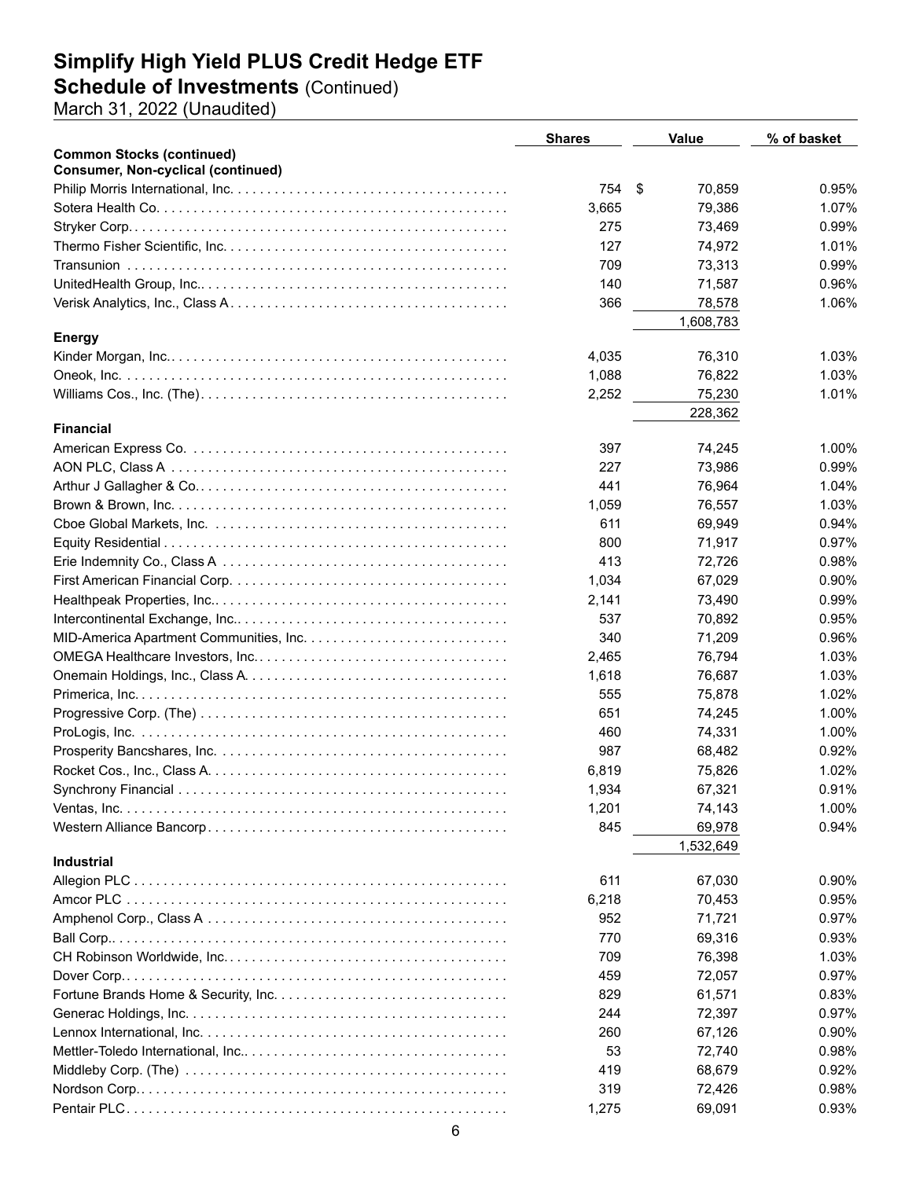# Simplify High Yield PLUS Credit Hedge ETF
## Schedule of Investments (Continued)
March 31, 2022 (Unaudited)

| | Shares | Value | % of basket |
|---|---|---|---|
| **Common Stocks (continued)** | | | |
| **Consumer, Non-cyclical (continued)** | | | |
| Philip Morris International, Inc. | 754 | $ 70,859 | 0.95% |
| Sotera Health Co. | 3,665 | 79,386 | 1.07% |
| Stryker Corp. | 275 | 73,469 | 0.99% |
| Thermo Fisher Scientific, Inc. | 127 | 74,972 | 1.01% |
| Transunion | 709 | 73,313 | 0.99% |
| UnitedHealth Group, Inc. | 140 | 71,587 | 0.96% |
| Verisk Analytics, Inc., Class A | 366 | 78,578 | 1.06% |
| | | 1,608,783 | |
| **Energy** | | | |
| Kinder Morgan, Inc. | 4,035 | 76,310 | 1.03% |
| Oneok, Inc. | 1,088 | 76,822 | 1.03% |
| Williams Cos., Inc. (The) | 2,252 | 75,230 | 1.01% |
| | | 228,362 | |
| **Financial** | | | |
| American Express Co. | 397 | 74,245 | 1.00% |
| AON PLC, Class A | 227 | 73,986 | 0.99% |
| Arthur J Gallagher & Co. | 441 | 76,964 | 1.04% |
| Brown & Brown, Inc. | 1,059 | 76,557 | 1.03% |
| Cboe Global Markets, Inc. | 611 | 69,949 | 0.94% |
| Equity Residential | 800 | 71,917 | 0.97% |
| Erie Indemnity Co., Class A | 413 | 72,726 | 0.98% |
| First American Financial Corp. | 1,034 | 67,029 | 0.90% |
| Healthpeak Properties, Inc. | 2,141 | 73,490 | 0.99% |
| Intercontinental Exchange, Inc. | 537 | 70,892 | 0.95% |
| MID-America Apartment Communities, Inc. | 340 | 71,209 | 0.96% |
| OMEGA Healthcare Investors, Inc. | 2,465 | 76,794 | 1.03% |
| Onemain Holdings, Inc., Class A | 1,618 | 76,687 | 1.03% |
| Primerica, Inc. | 555 | 75,878 | 1.02% |
| Progressive Corp. (The) | 651 | 74,245 | 1.00% |
| ProLogis, Inc. | 460 | 74,331 | 1.00% |
| Prosperity Bancshares, Inc. | 987 | 68,482 | 0.92% |
| Rocket Cos., Inc., Class A | 6,819 | 75,826 | 1.02% |
| Synchrony Financial | 1,934 | 67,321 | 0.91% |
| Ventas, Inc. | 1,201 | 74,143 | 1.00% |
| Western Alliance Bancorp | 845 | 69,978 | 0.94% |
| | | 1,532,649 | |
| **Industrial** | | | |
| Allegion PLC | 611 | 67,030 | 0.90% |
| Amcor PLC | 6,218 | 70,453 | 0.95% |
| Amphenol Corp., Class A | 952 | 71,721 | 0.97% |
| Ball Corp. | 770 | 69,316 | 0.93% |
| CH Robinson Worldwide, Inc. | 709 | 76,398 | 1.03% |
| Dover Corp. | 459 | 72,057 | 0.97% |
| Fortune Brands Home & Security, Inc. | 829 | 61,571 | 0.83% |
| Generac Holdings, Inc. | 244 | 72,397 | 0.97% |
| Lennox International, Inc. | 260 | 67,126 | 0.90% |
| Mettler-Toledo International, Inc. | 53 | 72,740 | 0.98% |
| Middleby Corp. (The) | 419 | 68,679 | 0.92% |
| Nordson Corp. | 319 | 72,426 | 0.98% |
| Pentair PLC | 1,275 | 69,091 | 0.93% |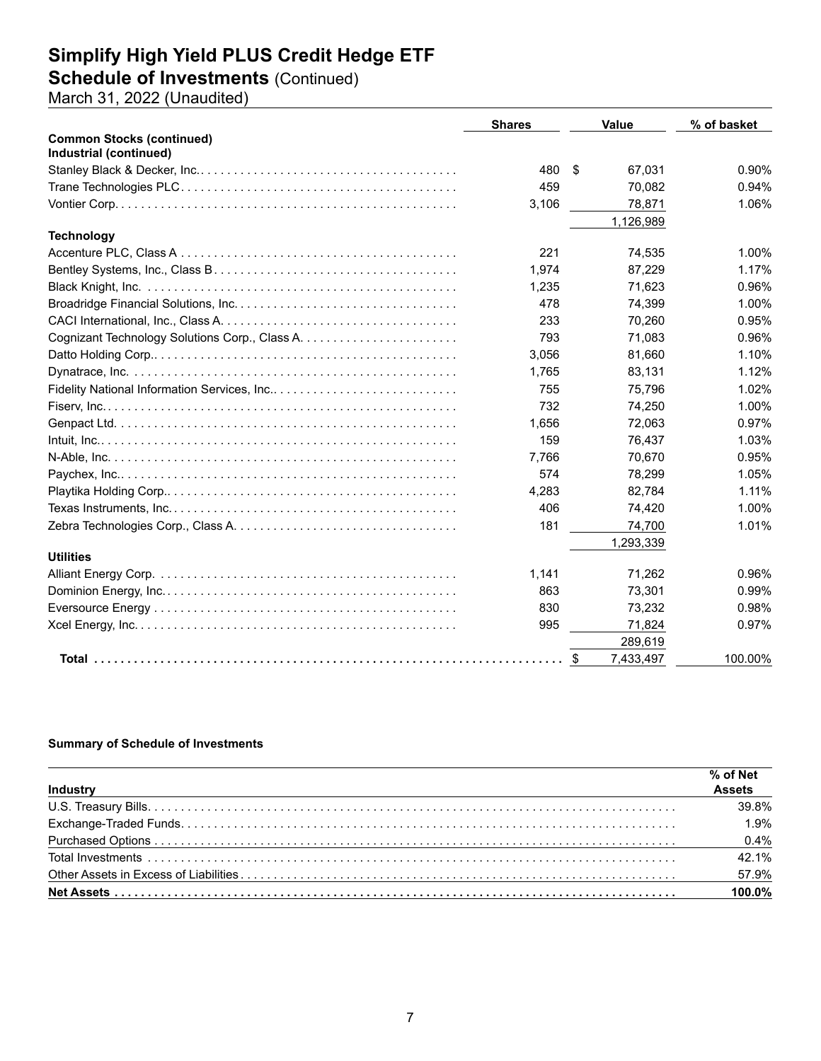# Simplify High Yield PLUS Credit Hedge ETF
## Schedule of Investments (Continued)
March 31, 2022 (Unaudited)

| | Shares | Value | % of basket |
|---|---|---|---|
| **Common Stocks (continued)** | | | |
| **Industrial (continued)** | | | |
| Stanley Black & Decker, Inc. | 480 | $ 67,031 | 0.90% |
| Trane Technologies PLC | 459 | 70,082 | 0.94% |
| Vontier Corp. | 3,106 | 78,871 | 1.06% |
| | | 1,126,989 | |
| **Technology** | | | |
| Accenture PLC, Class A | 221 | 74,535 | 1.00% |
| Bentley Systems, Inc., Class B | 1,974 | 87,229 | 1.17% |
| Black Knight, Inc. | 1,235 | 71,623 | 0.96% |
| Broadridge Financial Solutions, Inc. | 478 | 74,399 | 1.00% |
| CACI International, Inc., Class A. | 233 | 70,260 | 0.95% |
| Cognizant Technology Solutions Corp., Class A. | 793 | 71,083 | 0.96% |
| Datto Holding Corp. | 3,056 | 81,660 | 1.10% |
| Dynatrace, Inc. | 1,765 | 83,131 | 1.12% |
| Fidelity National Information Services, Inc. | 755 | 75,796 | 1.02% |
| Fiserv, Inc. | 732 | 74,250 | 1.00% |
| Genpact Ltd. | 1,656 | 72,063 | 0.97% |
| Intuit, Inc. | 159 | 76,437 | 1.03% |
| N-Able, Inc. | 7,766 | 70,670 | 0.95% |
| Paychex, Inc. | 574 | 78,299 | 1.05% |
| Playtika Holding Corp. | 4,283 | 82,784 | 1.11% |
| Texas Instruments, Inc. | 406 | 74,420 | 1.00% |
| Zebra Technologies Corp., Class A. | 181 | 74,700 | 1.01% |
| | | 1,293,339 | |
| **Utilities** | | | |
| Alliant Energy Corp. | 1,141 | 71,262 | 0.96% |
| Dominion Energy, Inc. | 863 | 73,301 | 0.99% |
| Eversource Energy | 830 | 73,232 | 0.98% |
| Xcel Energy, Inc. | 995 | 71,824 | 0.97% |
| | | 289,619 | |
| **Total** | | $ 7,433,497 | 100.00% |

**Summary of Schedule of Investments**

| Industry | % of Net Assets |
|---|---|
| U.S. Treasury Bills | 39.8% |
| Exchange-Traded Funds | 1.9% |
| Purchased Options | 0.4% |
| Total Investments | 42.1% |
| Other Assets in Excess of Liabilities | 57.9% |
| **Net Assets** | **100.0%** |